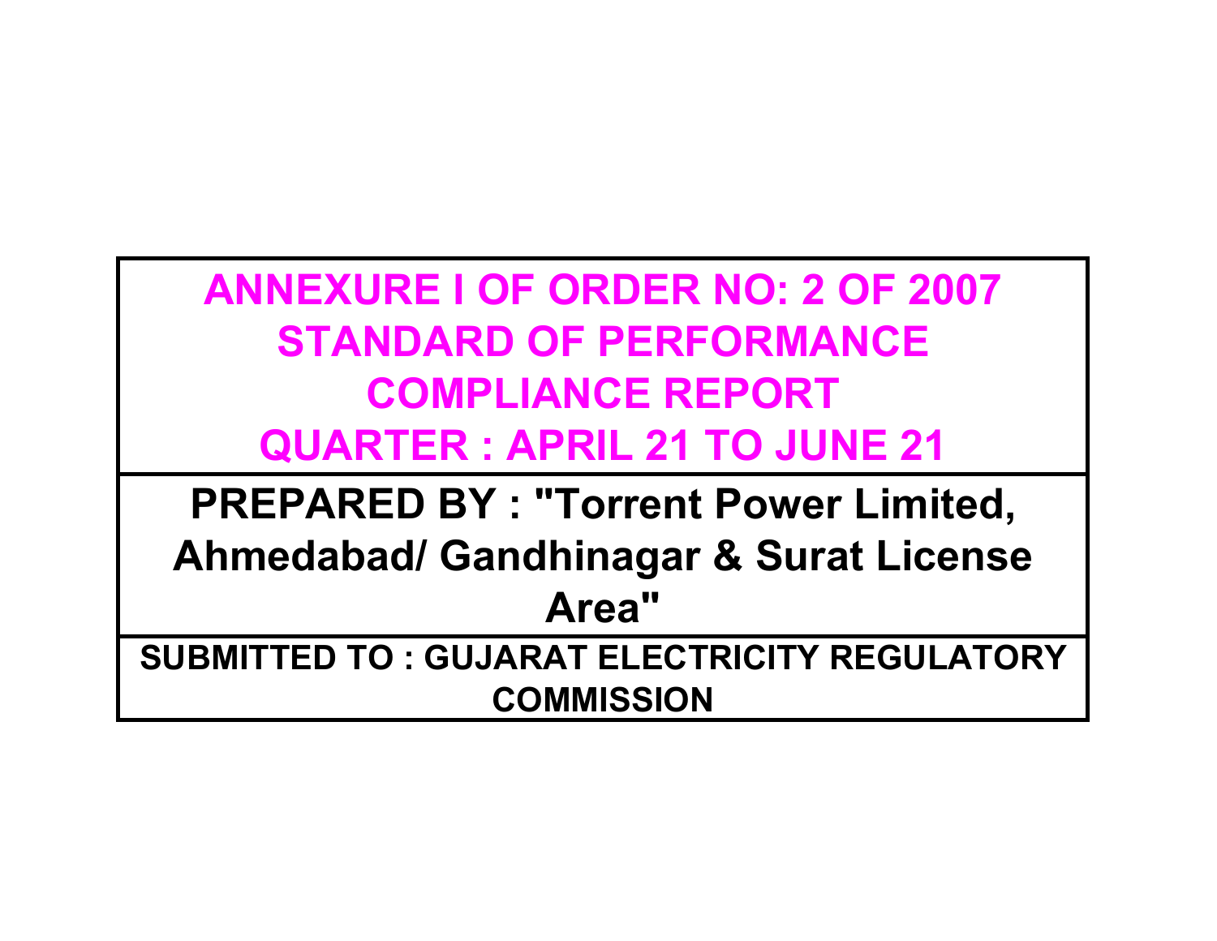# ANNEXURE I OF ORDER NO: 2 OF 2007
# STANDARD OF PERFORMANCE
# COMPLIANCE REPORT
# QUARTER : APRIL 21 TO JUNE 21

## PREPARED BY : "Torrent Power Limited, Ahmedabad/ Gandhinagar & Surat License Area"

### SUBMITTED TO : GUJARAT ELECTRICITY REGULATORY COMMISSION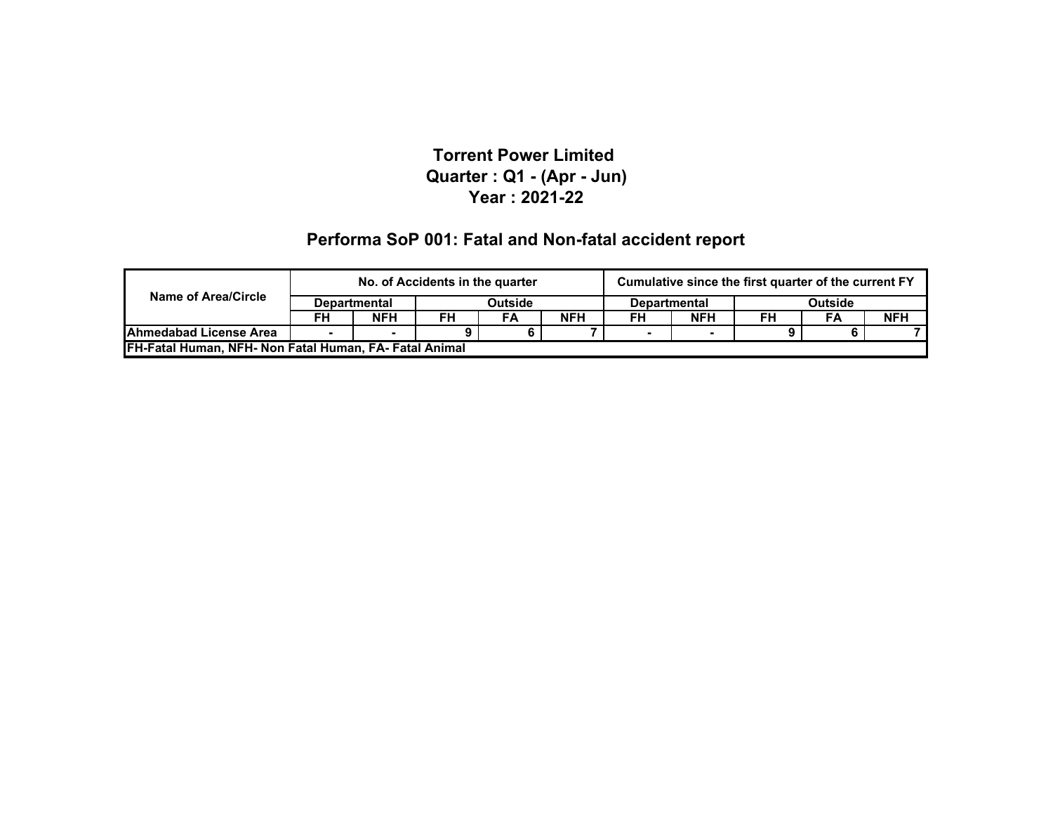# Torrent Power Limited
## Quarter : Q1 - (Apr - Jun)
## Year : 2021-22

## Performa SoP 001: Fatal and Non-fatal accident report

| Name of Area/Circle | No. of Accidents in the quarter | | | | | Cumulative since the first quarter of the current FY | | | | |
|---|---|---|---|---|---|---|---|---|---|---|
| | Departmental | | Outside | | | Departmental | | Outside | | |
| | FH | NFH | FH | FA | NFH | FH | NFH | FH | FA | NFH |
| Ahmedabad License Area | - | - | 9 | 6 | 7 | - | - | 9 | 6 | 7 |
| FH-Fatal Human, NFH- Non Fatal Human, FA- Fatal Animal | | | | | | | | | | |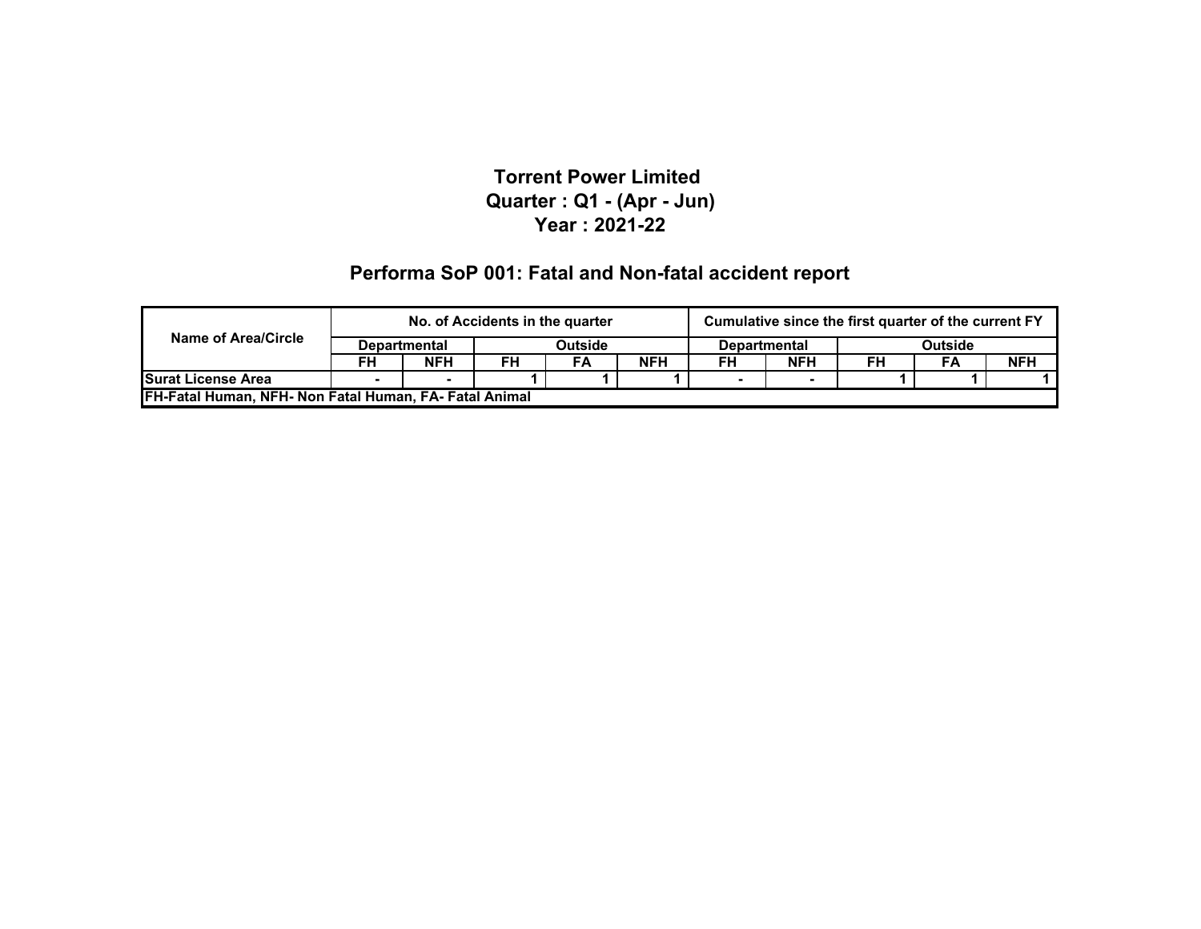# Torrent Power Limited
## Quarter : Q1 - (Apr - Jun)
## Year : 2021-22

## Performa SoP 001: Fatal and Non-fatal accident report

| Name of Area/Circle | No. of Accidents in the quarter | | | | | Cumulative since the first quarter of the current FY | | | | |
|---|---|---|---|---|---|---|---|---|---|---|
| | Departmental | | Outside | | | Departmental | | Outside | | |
| | FH | NFH | FH | FA | NFH | FH | NFH | FH | FA | NFH |
| **Surat License Area** | - | - | 1 | 1 | 1 | - | - | 1 | 1 | 1 |
| **FH-Fatal Human, NFH- Non Fatal Human, FA- Fatal Animal** | | | | | | | | | | |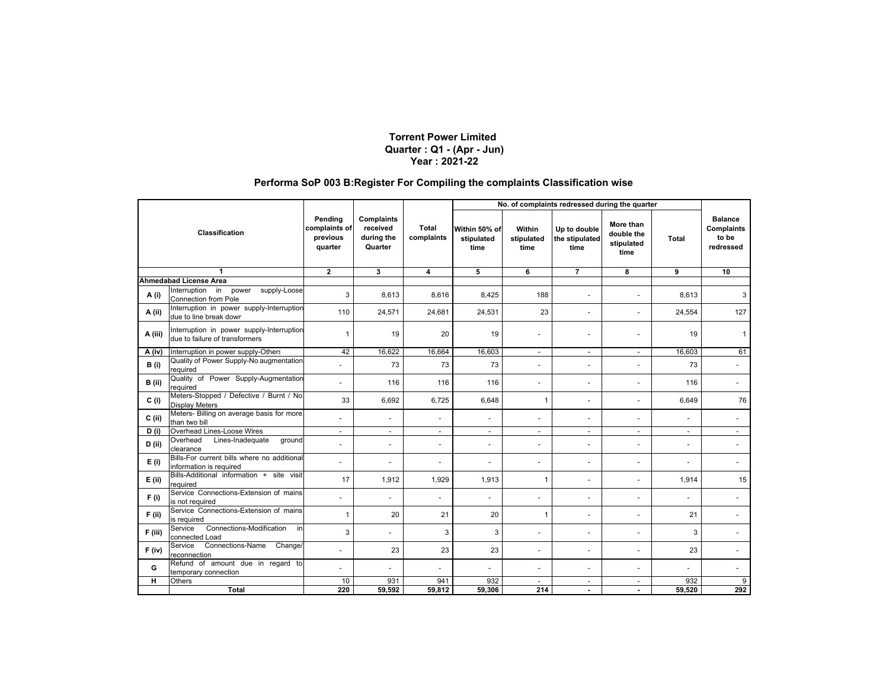# Torrent Power Limited

**Quarter : Q1 - (Apr - Jun)**

**Year : 2021-22**

## Performa SoP 003 B:Register For Compiling the complaints Classification wise

| Classification | | Pending complaints of previous quarter | Complaints received during the Quarter | Total complaints | No. of complaints redressed during the quarter | | | | | Balance Complaints to be redressed |
|---|---|---|---|---|---|---|---|---|---|---|
| | | | | | Within 50% of stipulated time | Within stipulated time | Up to double the stipulated time | More than double the stipulated time | Total | |
| 1 | | 2 | 3 | 4 | 5 | 6 | 7 | 8 | 9 | 10 |
| **Ahmedabad License Area** | | | | | | | | | | |
| A (i) | Interruption in power supply-Loose Connection from Pole | 3 | 8,613 | 8,616 | 8,425 | 188 | - | - | 8,613 | 3 |
| A (ii) | Interruption in power supply-Interruption due to line break down | 110 | 24,571 | 24,681 | 24,531 | 23 | - | - | 24,554 | 127 |
| A (iii) | Interruption in power supply-Interruption due to failure of transformers | 1 | 19 | 20 | 19 | - | - | - | 19 | 1 |
| A (iv) | Interruption in power supply-Others | 42 | 16,622 | 16,664 | 16,603 | - | - | - | 16,603 | 61 |
| B (i) | Quality of Power Supply-No augmentation required | - | 73 | 73 | 73 | - | - | - | 73 | - |
| B (ii) | Quality of Power Supply-Augmentation required | - | 116 | 116 | 116 | - | - | - | 116 | - |
| C (i) | Meters-Stopped / Defective / Burnt / No Display Meters | 33 | 6,692 | 6,725 | 6,648 | 1 | - | - | 6,649 | 76 |
| C (ii) | Meters- Billing on average basis for more than two bill | - | - | - | - | - | - | - | - | - |
| D (i) | Overhead Lines-Loose Wires | - | - | - | - | - | - | - | - | - |
| D (ii) | Overhead Lines-Inadequate ground clearance | - | - | - | - | - | - | - | - | - |
| E (i) | Bills-For current bills where no additional information is required | - | - | - | - | - | - | - | - | - |
| E (ii) | Bills-Additional information + site visit required | 17 | 1,912 | 1,929 | 1,913 | 1 | - | - | 1,914 | 15 |
| F (i) | Service Connections-Extension of mains is not required | - | - | - | - | - | - | - | - | - |
| F (ii) | Service Connections-Extension of mains is required | 1 | 20 | 21 | 20 | 1 | - | - | 21 | - |
| F (iii) | Service Connections-Modification in connected Load | 3 | - | 3 | 3 | - | - | - | 3 | - |
| F (iv) | Service Connections-Name Change/ reconnection | - | 23 | 23 | 23 | - | - | - | 23 | - |
| G | Refund of amount due in regard to temporary connection | - | - | - | - | - | - | - | - | - |
| H | Others | 10 | 931 | 941 | 932 | - | - | - | 932 | 9 |
| **Total** | | **220** | **59,592** | **59,812** | **59,306** | **214** | **-** | **-** | **59,520** | **292** |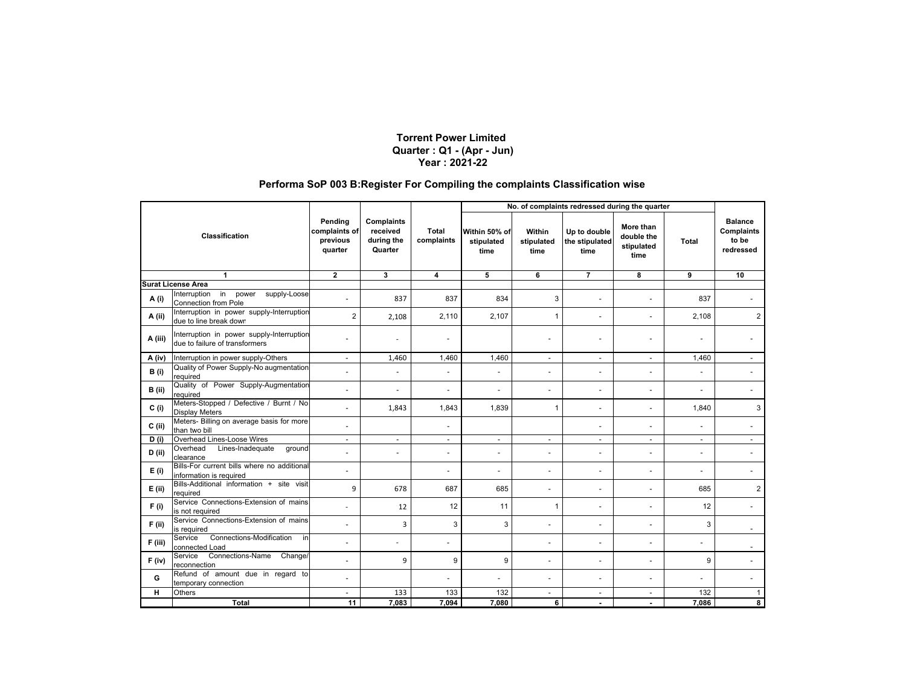**Torrent Power Limited**
**Quarter : Q1 - (Apr - Jun)**
**Year : 2021-22**

## Performa SoP 003 B:Register For Compiling the complaints Classification wise

| Classification | | Pending complaints of previous quarter | Complaints received during the Quarter | Total complaints | No. of complaints redressed during the quarter | | | | | Balance Complaints to be redressed |
|---|---|---|---|---|---|---|---|---|---|---|
| | | | | | Within 50% of stipulated time | Within stipulated time | Up to double the stipulated time | More than double the stipulated time | Total | |
| 1 | | 2 | 3 | 4 | 5 | 6 | 7 | 8 | 9 | 10 |
| **Surat License Area** | | | | | | | | | | |
| A (i) | Interruption in power supply-Loose Connection from Pole | - | 837 | 837 | 834 | 3 | - | - | 837 | - |
| A (ii) | Interruption in power supply-Interruption due to line break down | 2 | 2,108 | 2,110 | 2,107 | 1 | - | - | 2,108 | 2 |
| A (iii) | Interruption in power supply-Interruption due to failure of transformers | - | - | - | | - | - | - | - | - |
| A (iv) | Interruption in power supply-Others | - | 1,460 | 1,460 | 1,460 | - | - | - | 1,460 | - |
| B (i) | Quality of Power Supply-No augmentation required | - | - | - | - | - | - | - | - | - |
| B (ii) | Quality of Power Supply-Augmentation required | - | - | - | - | - | - | - | - | - |
| C (i) | Meters-Stopped / Defective / Burnt / No Display Meters | - | 1,843 | 1,843 | 1,839 | 1 | - | - | 1,840 | 3 |
| C (ii) | Meters- Billing on average basis for more than two bill | - | | - | | | - | - | - | - |
| D (i) | Overhead Lines-Loose Wires | - | - | - | - | - | - | - | - | - |
| D (ii) | Overhead Lines-Inadequate ground clearance | - | - | - | - | - | - | - | - | - |
| E (i) | Bills-For current bills where no additional information is required | - | | - | - | - | - | - | - | - |
| E (ii) | Bills-Additional information + site visit required | 9 | 678 | 687 | 685 | - | - | - | 685 | 2 |
| F (i) | Service Connections-Extension of mains is not required | - | 12 | 12 | 11 | 1 | - | - | 12 | - |
| F (ii) | Service Connections-Extension of mains is required | - | 3 | 3 | 3 | - | - | - | 3 | - |
| F (iii) | Service Connections-Modification in connected Load | - | - | - | | - | - | - | - | - |
| F (iv) | Service Connections-Name Change/ reconnection | - | 9 | 9 | 9 | - | - | - | 9 | - |
| G | Refund of amount due in regard to temporary connection | - | | - | - | - | - | - | - | - |
| H | Others | - | 133 | 133 | 132 | - | - | - | 132 | 1 |
| | **Total** | **11** | **7,083** | **7,094** | **7,080** | **6** | **-** | **-** | **7,086** | **8** |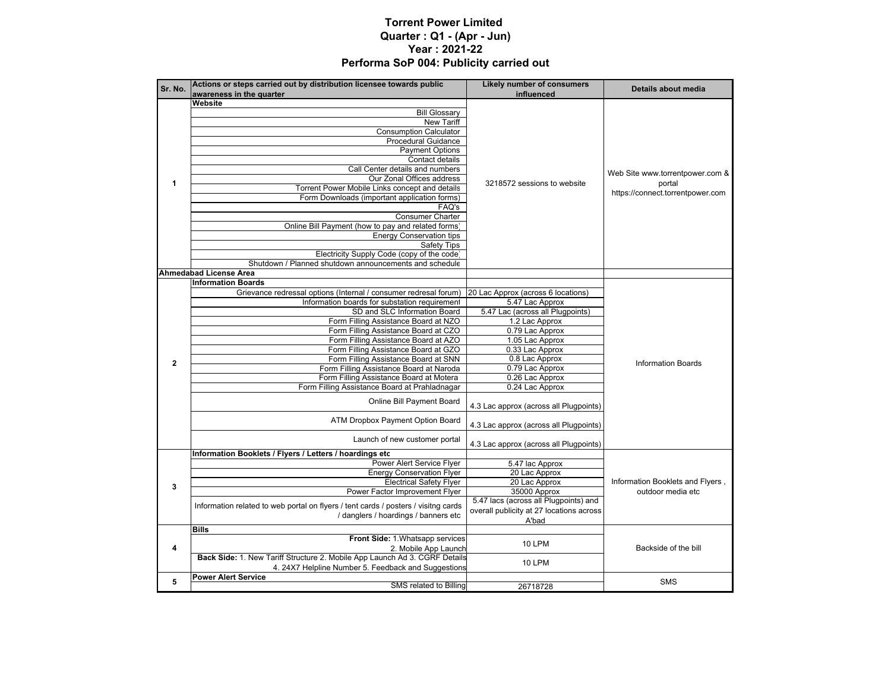# Torrent Power Limited
## Quarter : Q1 - (Apr - Jun)
## Year : 2021-22
## Performa SoP 004: Publicity carried out

| Sr. No. | Actions or steps carried out by distribution licensee towards public awareness in the quarter | Likely number of consumers influenced | Details about media |
|---|---|---|---|
| 1 | **Website** | 3218572 sessions to website | Web Site www.torrentpower.com & portal https://connect.torrentpower.com |
| | Bill Glossary | | |
| | New Tariff | | |
| | Consumption Calculator | | |
| | Procedural Guidance | | |
| | Payment Options | | |
| | Contact details | | |
| | Call Center details and numbers | | |
| | Our Zonal Offices address | | |
| | Torrent Power Mobile Links concept and details | | |
| | Form Downloads (important application forms) | | |
| | FAQ's | | |
| | Consumer Charter | | |
| | Online Bill Payment (how to pay and related forms) | | |
| | Energy Conservation tips | | |
| | Safety Tips | | |
| | Electricity Supply Code (copy of the code) | | |
| | Shutdown / Planned shutdown announcements and schedule | | |
| **Ahmedabad License Area** | | | |
| 2 | **Information Boards** | | Information Boards |
| | Grievance redressal options (Internal / consumer redresal forum) | 20 Lac Approx (across 6 locations) | |
| | Information boards for substation requirement | 5.47 Lac Approx | |
| | SD and SLC Information Board | 5.47 Lac (across all Plugpoints) | |
| | Form Filling Assistance Board at NZO | 1.2 Lac Approx | |
| | Form Filling Assistance Board at CZO | 0.79 Lac Approx | |
| | Form Filling Assistance Board at AZO | 1.05 Lac Approx | |
| | Form Filling Assistance Board at GZO | 0.33 Lac Approx | |
| | Form Filling Assistance Board at SNN | 0.8 Lac Approx | |
| | Form Filling Assistance Board at Naroda | 0.79 Lac Approx | |
| | Form Filling Assistance Board at Motera | 0.26 Lac Approx | |
| | Form Filling Assistance Board at Prahladnagar | 0.24 Lac Approx | |
| | Online Bill Payment Board | 4.3 Lac approx (across all Plugpoints) | |
| | ATM Dropbox Payment Option Board | 4.3 Lac approx (across all Plugpoints) | |
| | Launch of new customer portal | 4.3 Lac approx (across all Plugpoints) | |
| 3 | **Information Booklets / Flyers / Letters / hoardings etc** | | Information Booklets and Flyers , outdoor media etc |
| | Power Alert Service Flyer | 5.47 lac Approx | |
| | Energy Conservation Flyer | 20 Lac Approx | |
| | Electrical Safety Flyer | 20 Lac Approx | |
| | Power Factor Improvement Flyer | 35000 Approx | |
| | Information related to web portal on flyers / tent cards / posters / visitng cards / danglers / hoardings / banners etc | 5.47 lacs (across all Plugpoints) and overall publicity at 27 locations across A'bad | |
| 4 | **Bills** | | Backside of the bill |
| | **Front Side:** 1.Whatsapp services 2. Mobile App Launch | 10 LPM | |
| | **Back Side:** 1. New Tariff Structure 2. Mobile App Launch Ad 3. CGRF Details 4. 24X7 Helpline Number 5. Feedback and Suggestions | 10 LPM | |
| 5 | **Power Alert Service** | | SMS |
| | SMS related to Billing | 26718728 | |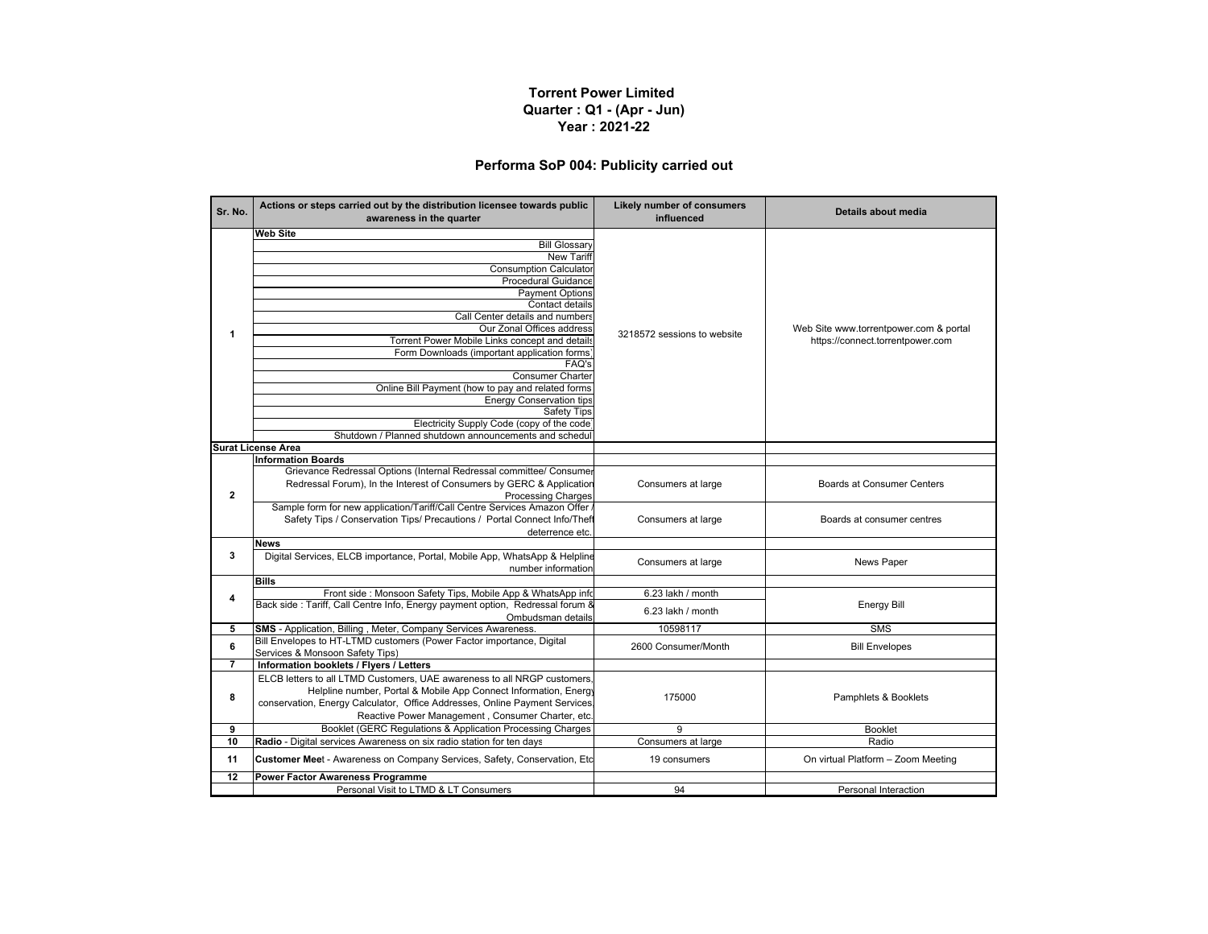**Torrent Power Limited**
**Quarter : Q1 - (Apr - Jun)**
**Year : 2021-22**

## Performa SoP 004: Publicity carried out

| Sr. No. | Actions or steps carried out by the distribution licensee towards public awareness in the quarter | Likely number of consumers influenced | Details about media |
|---|---|---|---|
| 1 | **Web Site** | 3218572 sessions to website | Web Site www.torrentpower.com & portal https://connect.torrentpower.com |
| | Bill Glossary | | |
| | New Tariff | | |
| | Consumption Calculator | | |
| | Procedural Guidance | | |
| | Payment Options | | |
| | Contact details | | |
| | Call Center details and numbers | | |
| | Our Zonal Offices address | | |
| | Torrent Power Mobile Links concept and details | | |
| | Form Downloads (important application forms) | | |
| | FAQ's | | |
| | Consumer Charter | | |
| | Online Bill Payment (how to pay and related forms | | |
| | Energy Conservation tips | | |
| | Safety Tips | | |
| | Electricity Supply Code (copy of the code | | |
| | Shutdown / Planned shutdown announcements and schedul | | |
| **Surat License Area** | | | |
| 2 | **Information Boards** | | |
| | Grievance Redressal Options (Internal Redressal committee/ Consumer Redressal Forum), In the Interest of Consumers by GERC & Application Processing Charges | Consumers at large | Boards at Consumer Centers |
| | Sample form for new application/Tariff/Call Centre Services Amazon Offer / Safety Tips / Conservation Tips/ Precautions / Portal Connect Info/Theft deterrence etc. | Consumers at large | Boards at consumer centres |
| 3 | **News** | | |
| | Digital Services, ELCB importance, Portal, Mobile App, WhatsApp & Helpline number information | Consumers at large | News Paper |
| 4 | **Bills** | | |
| | Front side : Monsoon Safety Tips, Mobile App & WhatsApp info | 6.23 lakh / month | Energy Bill |
| | Back side : Tariff, Call Centre Info, Energy payment option, Redressal forum & Ombudsman details | 6.23 lakh / month | |
| 5 | **SMS** - Application, Billing , Meter, Company Services Awareness. | 10598117 | SMS |
| 6 | Bill Envelopes to HT-LTMD customers (Power Factor importance, Digital Services & Monsoon Safety Tips) | 2600 Consumer/Month | Bill Envelopes |
| 7 | **Information booklets / Flyers / Letters** | | |
| 8 | ELCB letters to all LTMD Customers, UAE awareness to all NRGP customers, Helpline number, Portal & Mobile App Connect Information, Energy conservation, Energy Calculator, Office Addresses, Online Payment Services, Reactive Power Management , Consumer Charter, etc. | 175000 | Pamphlets & Booklets |
| 9 | Booklet (GERC Regulations & Application Processing Charges | 9 | Booklet |
| 10 | **Radio** - Digital services Awareness on six radio station for ten days | Consumers at large | Radio |
| 11 | **Customer Mee**t - Awareness on Company Services, Safety, Conservation, Etc | 19 consumers | On virtual Platform – Zoom Meeting |
| 12 | **Power Factor Awareness Programme** | | |
| | Personal Visit to LTMD & LT Consumers | 94 | Personal Interaction |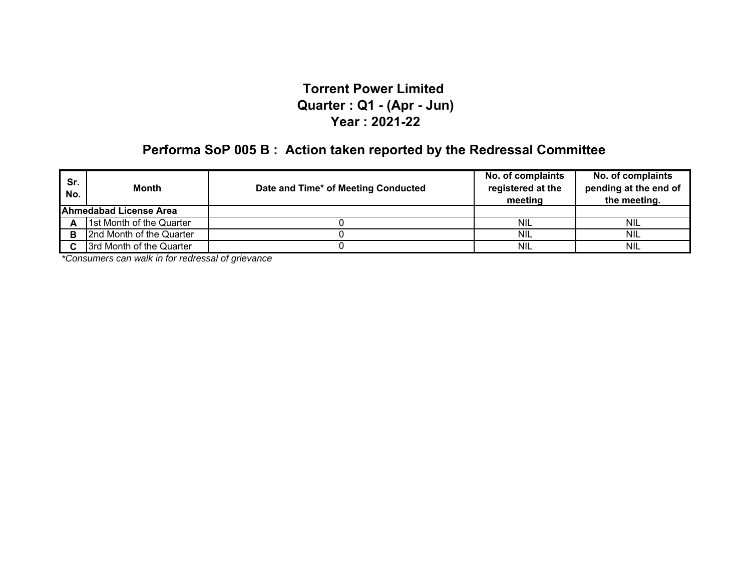# Torrent Power Limited
## Quarter : Q1 - (Apr - Jun)
## Year : 2021-22

## Performa SoP 005 B : Action taken reported by the Redressal Committee

| Sr. No. | Month | Date and Time* of Meeting Conducted | No. of complaints registered at the meeting | No. of complaints pending at the end of the meeting. |
|---|---|---|---|---|
| **Ahmedabad License Area** | | | | |
| **A** | 1st Month of the Quarter | 0 | NIL | NIL |
| **B** | 2nd Month of the Quarter | 0 | NIL | NIL |
| **C** | 3rd Month of the Quarter | 0 | NIL | NIL |

*\*Consumers can walk in for redressal of grievance*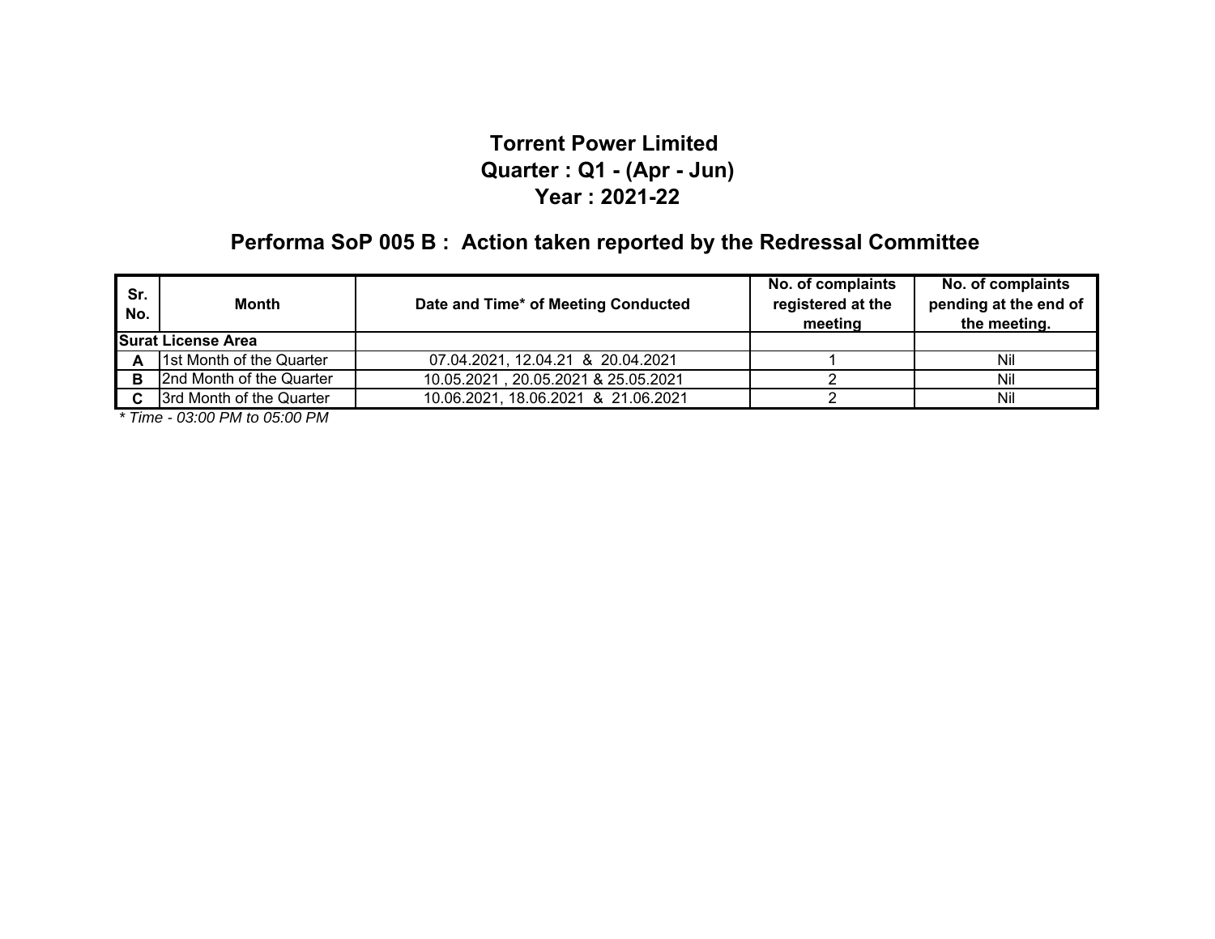# Torrent Power Limited

## Quarter : Q1 - (Apr - Jun)

## Year : 2021-22

## Performa SoP 005 B : Action taken reported by the Redressal Committee

| Sr. No. | Month | Date and Time* of Meeting Conducted | No. of complaints registered at the meeting | No. of complaints pending at the end of the meeting. |
|---|---|---|---|---|
| **Surat License Area** | | | | |
| **A** | 1st Month of the Quarter | 07.04.2021, 12.04.21 & 20.04.2021 | 1 | Nil |
| **B** | 2nd Month of the Quarter | 10.05.2021 , 20.05.2021 & 25.05.2021 | 2 | Nil |
| **C** | 3rd Month of the Quarter | 10.06.2021, 18.06.2021 & 21.06.2021 | 2 | Nil |

*\* Time - 03:00 PM to 05:00 PM*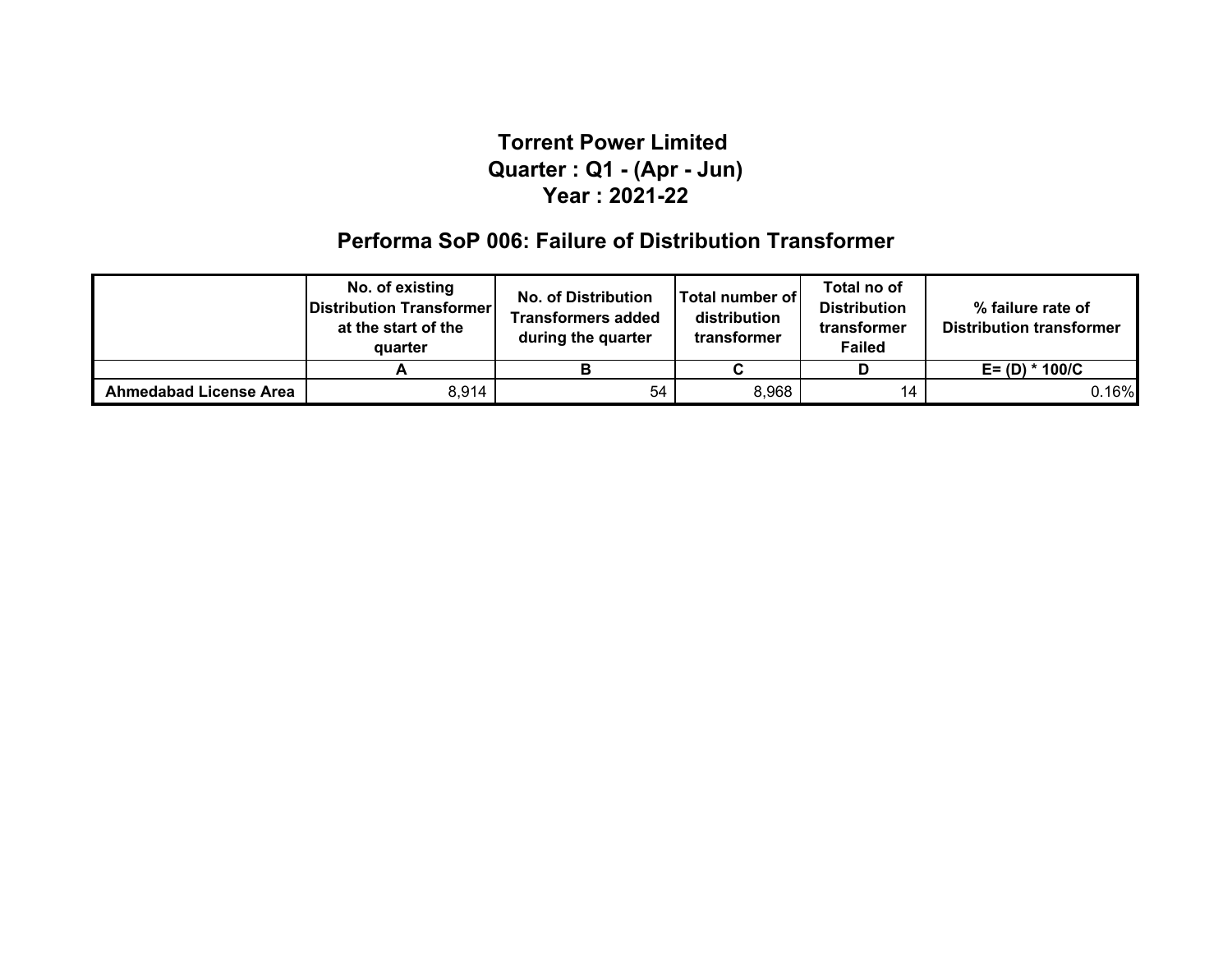# Torrent Power Limited
## Quarter : Q1 - (Apr - Jun)
## Year : 2021-22

## Performa SoP 006: Failure of Distribution Transformer

| | No. of existing Distribution Transformer at the start of the quarter | No. of Distribution Transformers added during the quarter | Total number of distribution transformer | Total no of Distribution transformer Failed | % failure rate of Distribution transformer |
|---|---|---|---|---|---|
| | A | B | C | D | E= (D) * 100/C |
| **Ahmedabad License Area** | 8,914 | 54 | 8,968 | 14 | 0.16% |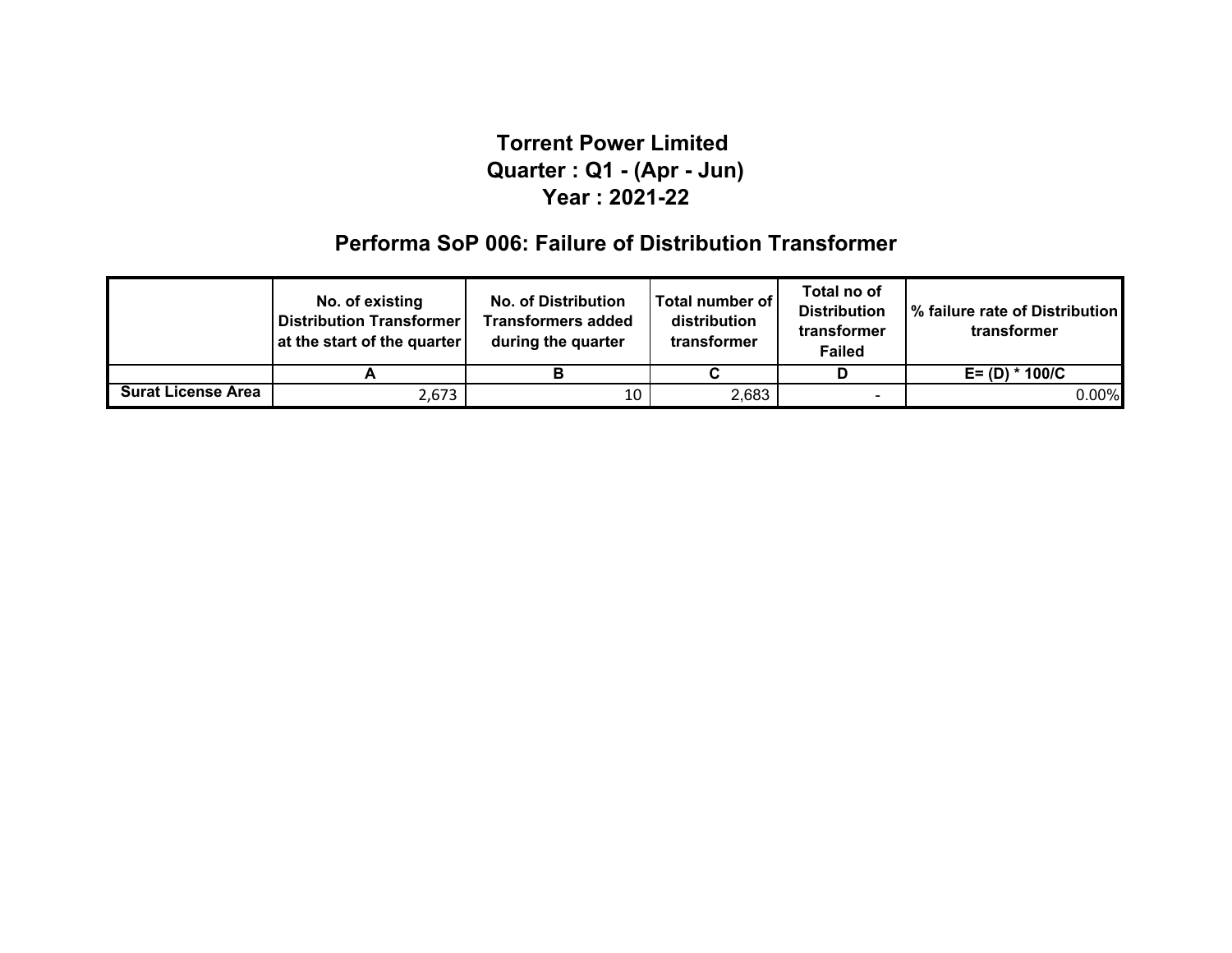# Torrent Power Limited
## Quarter : Q1 - (Apr - Jun)
## Year : 2021-22

## Performa SoP 006: Failure of Distribution Transformer

| | No. of existing Distribution Transformer at the start of the quarter | No. of Distribution Transformers added during the quarter | Total number of distribution transformer | Total no of Distribution transformer Failed | % failure rate of Distribution transformer |
|---|---|---|---|---|---|
| | A | B | C | D | E= (D) * 100/C |
| Surat License Area | 2,673 | 10 | 2,683 | - | 0.00% |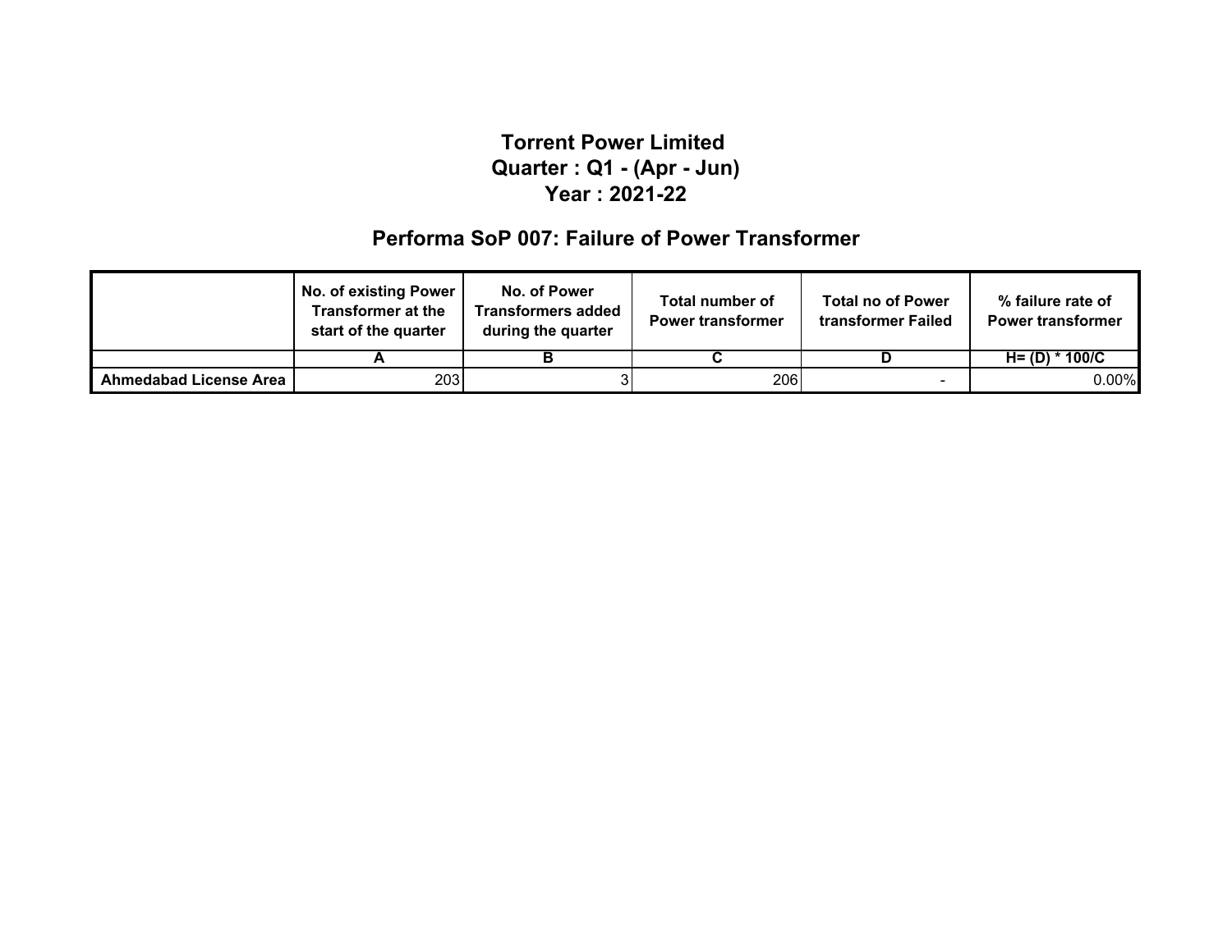# Torrent Power Limited
## Quarter : Q1 - (Apr - Jun)
## Year : 2021-22

## Performa SoP 007: Failure of Power Transformer

| | No. of existing Power Transformer at the start of the quarter | No. of Power Transformers added during the quarter | Total number of Power transformer | Total no of Power transformer Failed | % failure rate of Power transformer |
|---|---|---|---|---|---|
| | A | B | C | D | H= (D) * 100/C |
| Ahmedabad License Area | 203 | 3 | 206 | - | 0.00% |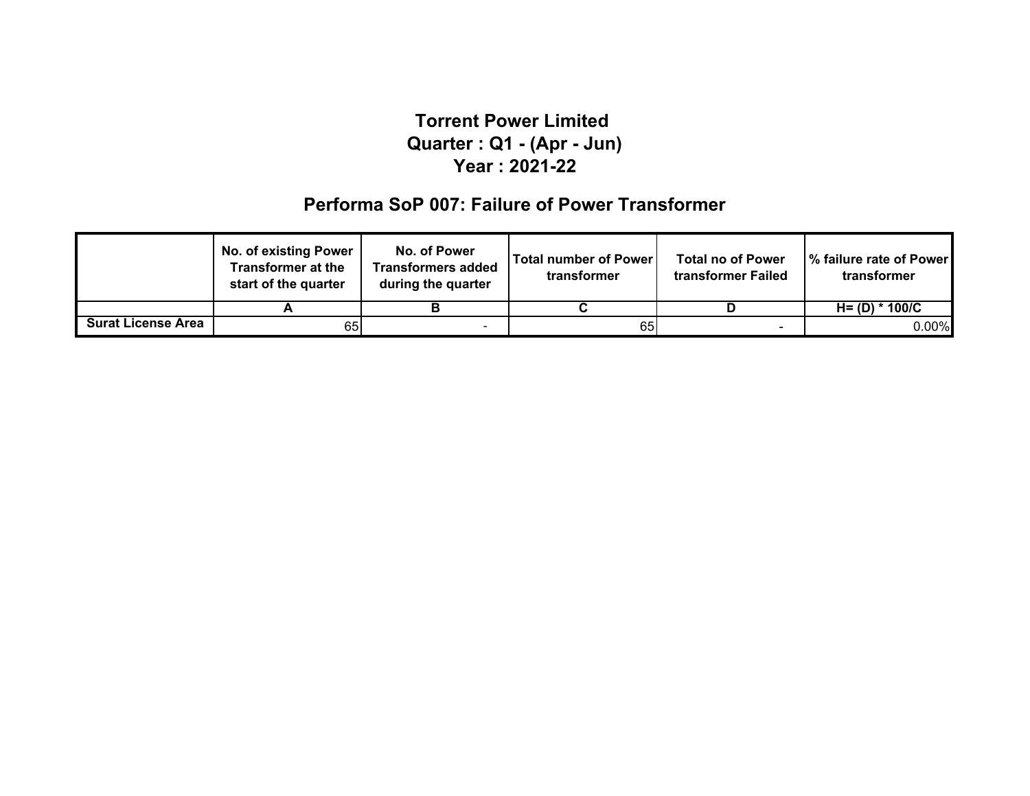# Torrent Power Limited
## Quarter : Q1 - (Apr - Jun)
## Year : 2021-22

## Performa SoP 007: Failure of Power Transformer

| | No. of existing Power Transformer at the start of the quarter | No. of Power Transformers added during the quarter | Total number of Power transformer | Total no of Power transformer Failed | % failure rate of Power transformer |
|---|---|---|---|---|---|
| | A | B | C | D | H= (D) * 100/C |
| **Surat License Area** | 65 | - | 65 | - | 0.00% |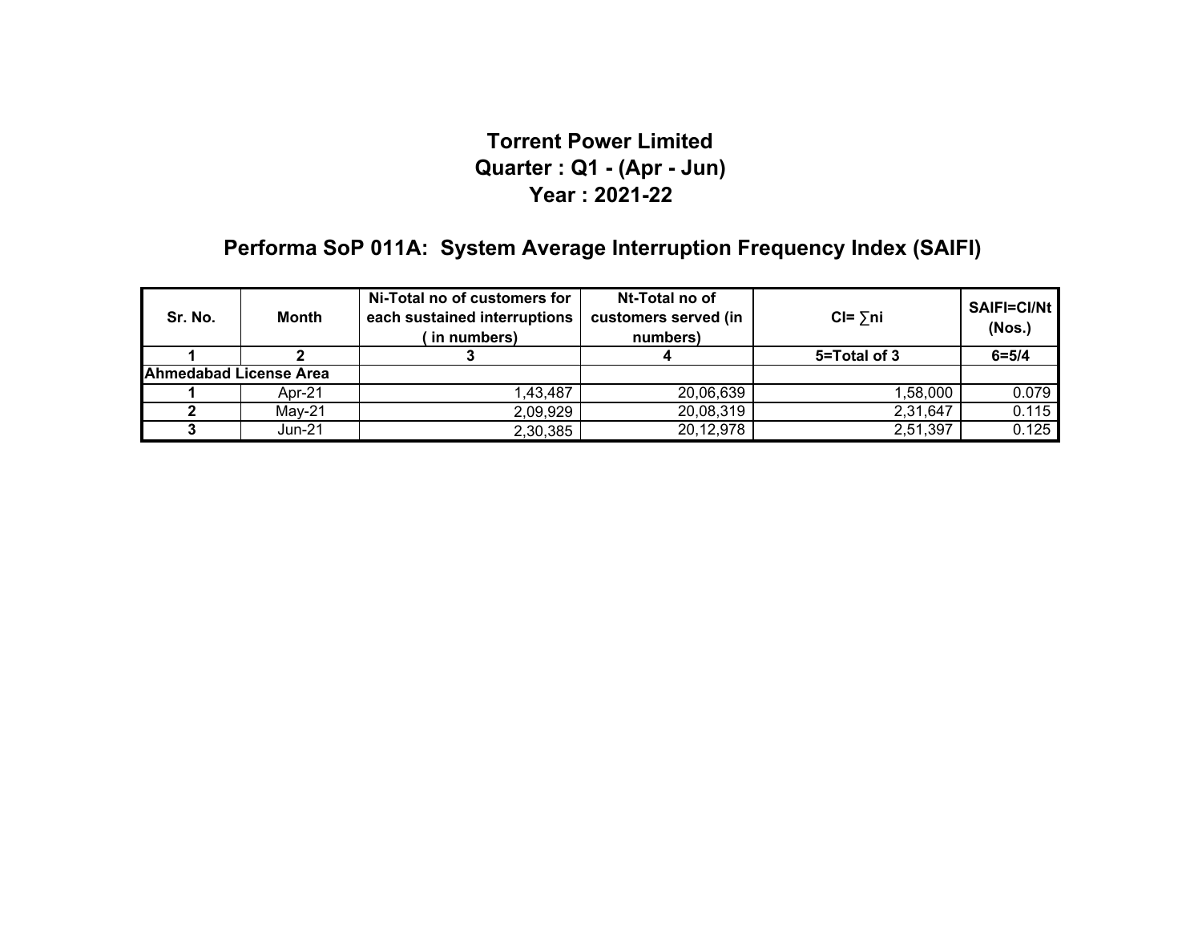# Torrent Power Limited
# Quarter : Q1 - (Apr - Jun)
# Year : 2021-22

## Performa SoP 011A: System Average Interruption Frequency Index (SAIFI)

| Sr. No. | Month | Ni-Total no of customers for each sustained interruptions ( in numbers) | Nt-Total no of customers served (in numbers) | CI= ∑ni | SAIFI=CI/Nt (Nos.) |
|---|---|---|---|---|---|
| 1 | 2 | 3 | 4 | 5=Total of 3 | 6=5/4 |
| Ahmedabad License Area | | | | | |
| 1 | Apr-21 | 1,43,487 | 20,06,639 | 1,58,000 | 0.079 |
| 2 | May-21 | 2,09,929 | 20,08,319 | 2,31,647 | 0.115 |
| 3 | Jun-21 | 2,30,385 | 20,12,978 | 2,51,397 | 0.125 |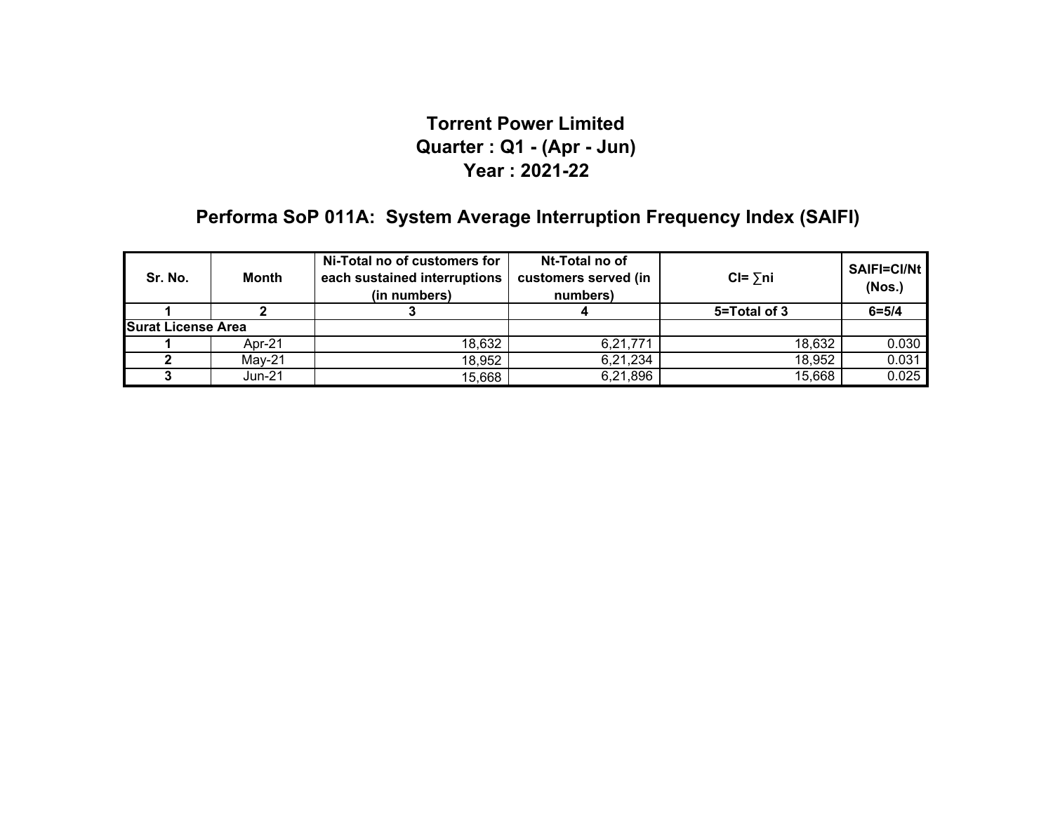# Torrent Power Limited
## Quarter : Q1 - (Apr - Jun)
## Year : 2021-22

## Performa SoP 011A: System Average Interruption Frequency Index (SAIFI)

| Sr. No. | Month | Ni-Total no of customers for each sustained interruptions (in numbers) | Nt-Total no of customers served (in numbers) | CI= ∑ni | SAIFI=CI/Nt (Nos.) |
|---|---|---|---|---|---|
| 1 | 2 | 3 | 4 | 5=Total of 3 | 6=5/4 |
| Surat License Area | | | | | |
| 1 | Apr-21 | 18,632 | 6,21,771 | 18,632 | 0.030 |
| 2 | May-21 | 18,952 | 6,21,234 | 18,952 | 0.031 |
| 3 | Jun-21 | 15,668 | 6,21,896 | 15,668 | 0.025 |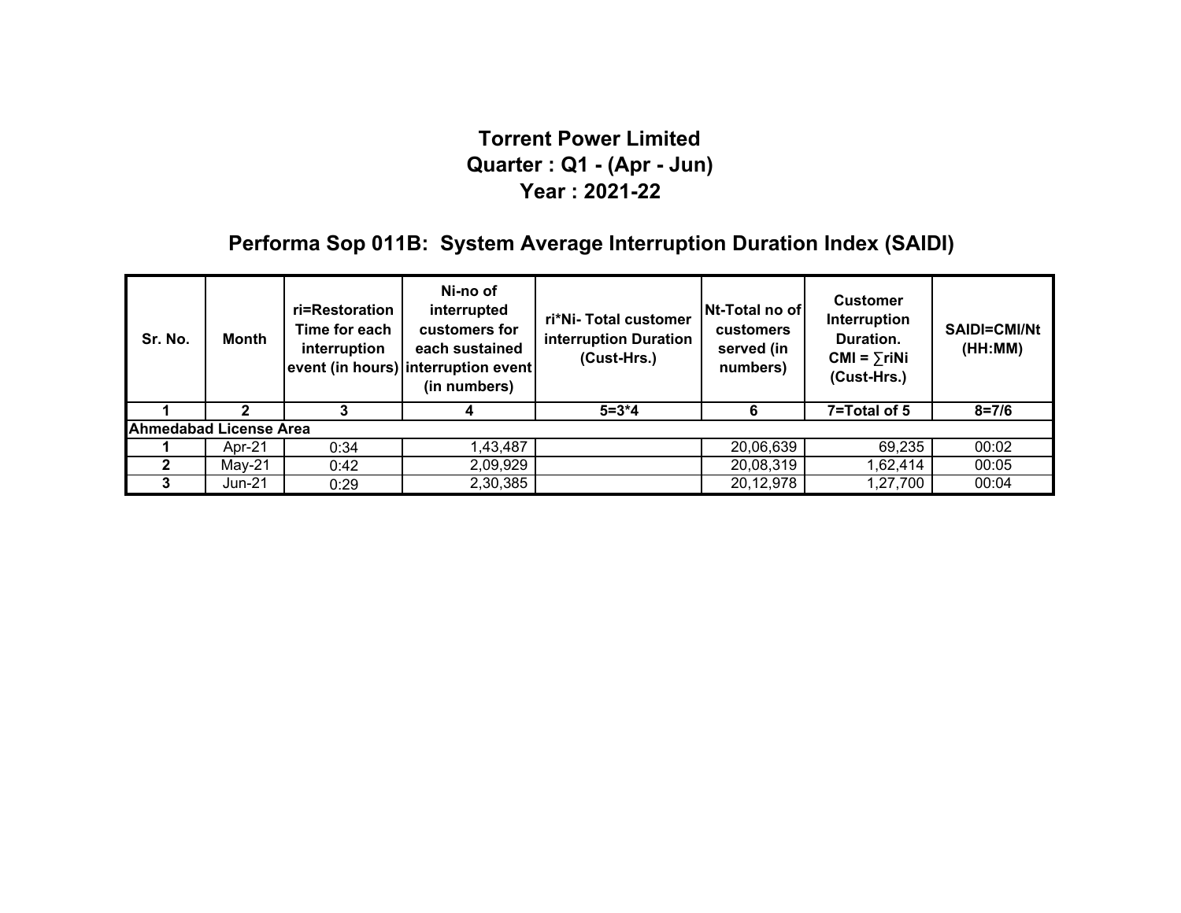# Torrent Power Limited
## Quarter : Q1 - (Apr - Jun)
## Year : 2021-22

## Performa Sop 011B: System Average Interruption Duration Index (SAIDI)

| Sr. No. | Month | ri=Restoration Time for each interruption event (in hours) | Ni-no of interrupted customers for each sustained interruption event (in numbers) | ri*Ni- Total customer interruption Duration (Cust-Hrs.) | Nt-Total no of customers served (in numbers) | Customer Interruption Duration. CMI = ∑riNi (Cust-Hrs.) | SAIDI=CMI/Nt (HH:MM) |
|---|---|---|---|---|---|---|---|
| 1 | 2 | 3 | 4 | 5=3*4 | 6 | 7=Total of 5 | 8=7/6 |
| **Ahmedabad License Area** | | | | | | | |
| 1 | Apr-21 | 0:34 | 1,43,487 | | 20,06,639 | 69,235 | 00:02 |
| 2 | May-21 | 0:42 | 2,09,929 | | 20,08,319 | 1,62,414 | 00:05 |
| 3 | Jun-21 | 0:29 | 2,30,385 | | 20,12,978 | 1,27,700 | 00:04 |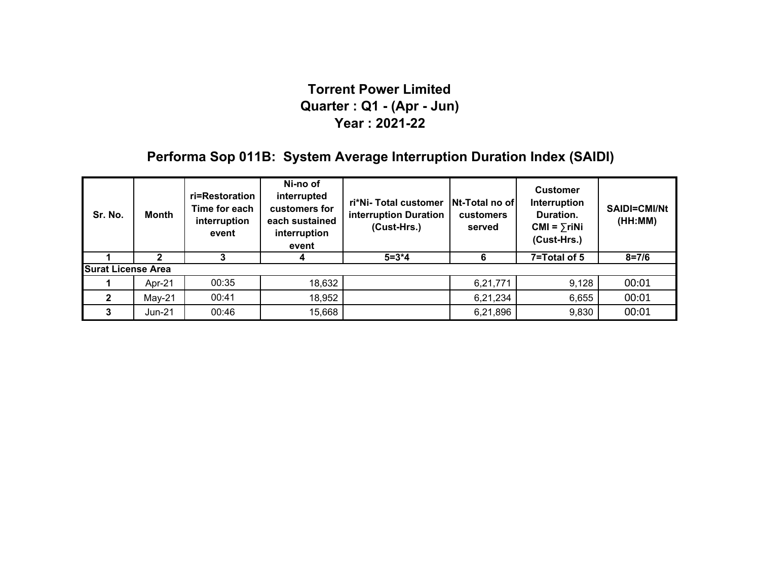# Torrent Power Limited
## Quarter : Q1 - (Apr - Jun)
## Year : 2021-22

## Performa Sop 011B: System Average Interruption Duration Index (SAIDI)

| Sr. No. | Month | ri=Restoration Time for each interruption event | Ni-no of interrupted customers for each sustained interruption event | ri*Ni- Total customer interruption Duration (Cust-Hrs.) | Nt-Total no of customers served | Customer Interruption Duration. CMI = ∑riNi (Cust-Hrs.) | SAIDI=CMI/Nt (HH:MM) |
|---|---|---|---|---|---|---|---|
| 1 | 2 | 3 | 4 | 5=3*4 | 6 | 7=Total of 5 | 8=7/6 |
| **Surat License Area** | | | | | | | |
| 1 | Apr-21 | 00:35 | 18,632 | | 6,21,771 | 9,128 | 00:01 |
| 2 | May-21 | 00:41 | 18,952 | | 6,21,234 | 6,655 | 00:01 |
| 3 | Jun-21 | 00:46 | 15,668 | | 6,21,896 | 9,830 | 00:01 |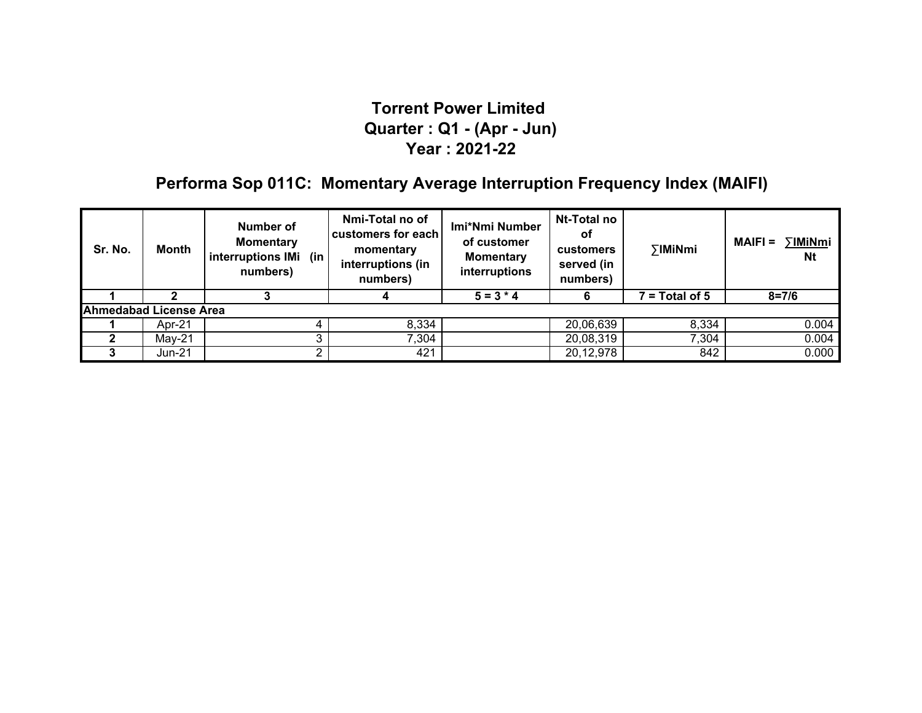# Torrent Power Limited
## Quarter : Q1 - (Apr - Jun)
## Year : 2021-22

## Performa Sop 011C: Momentary Average Interruption Frequency Index (MAIFI)

| Sr. No. | Month | Number of Momentary interruptions IMi (in numbers) | Nmi-Total no of customers for each momentary interruptions (in numbers) | Imi*Nmi Number of customer Momentary interruptions | Nt-Total no of customers served (in numbers) | ∑IMiNmi | MAIFI = ∑IMiNmi / Nt |
|---|---|---|---|---|---|---|---|
| 1 | 2 | 3 | 4 | 5 = 3 * 4 | 6 | 7 = Total of 5 | 8=7/6 |
| **Ahmedabad License Area** | | | | | | | |
| 1 | Apr-21 | 4 | 8,334 | | 20,06,639 | 8,334 | 0.004 |
| 2 | May-21 | 3 | 7,304 | | 20,08,319 | 7,304 | 0.004 |
| 3 | Jun-21 | 2 | 421 | | 20,12,978 | 842 | 0.000 |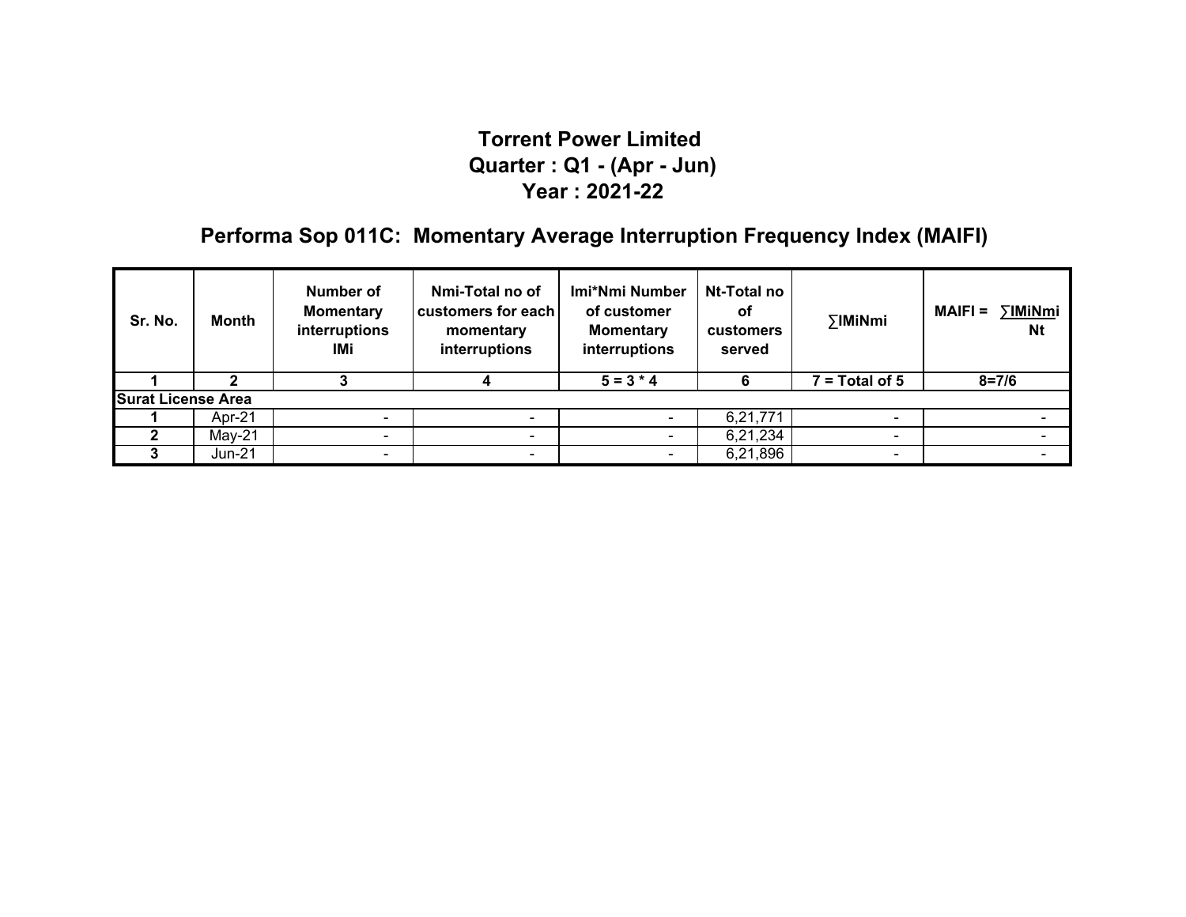# Torrent Power Limited
## Quarter : Q1 - (Apr - Jun)
## Year : 2021-22

## Performa Sop 011C: Momentary Average Interruption Frequency Index (MAIFI)

| Sr. No. | Month | Number of Momentary interruptions IMi | Nmi-Total no of customers for each momentary interruptions | Imi*Nmi Number of customer Momentary interruptions | Nt-Total no of customers served | ∑IMiNmi | MAIFI = $\frac{\sum IMiNmi}{Nt}$ |
|---|---|---|---|---|---|---|---|
| 1 | 2 | 3 | 4 | 5 = 3 * 4 | 6 | 7 = Total of 5 | 8=7/6 |
| **Surat License Area** | | | | | | | |
| 1 | Apr-21 | - | - | - | 6,21,771 | - | - |
| 2 | May-21 | - | - | - | 6,21,234 | - | - |
| 3 | Jun-21 | - | - | - | 6,21,896 | - | - |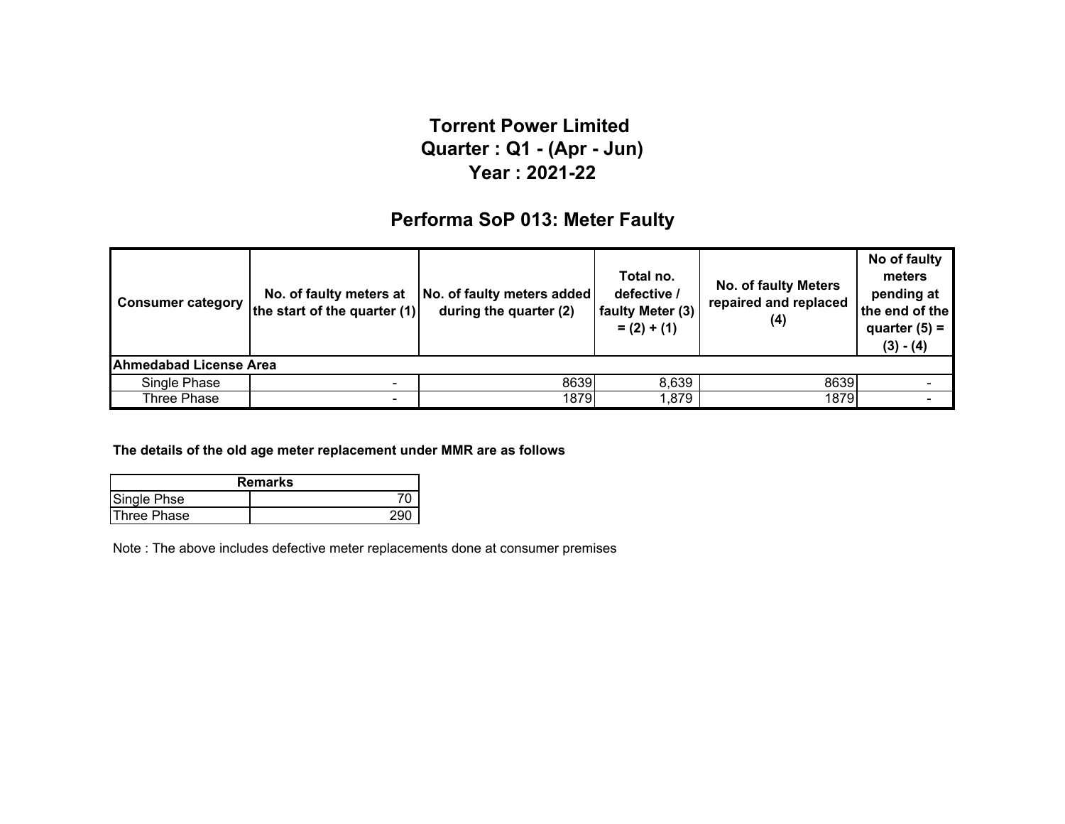# Torrent Power Limited
## Quarter : Q1 - (Apr - Jun)
## Year : 2021-22

## Performa SoP 013: Meter Faulty

| Consumer category | No. of faulty meters at the start of the quarter (1) | No. of faulty meters added during the quarter (2) | Total no. defective / faulty Meter (3) = (2) + (1) | No. of faulty Meters repaired and replaced (4) | No of faulty meters pending at the end of the quarter (5) = (3) - (4) |
|---|---|---|---|---|---|
| **Ahmedabad License Area** | | | | | |
| Single Phase | - | 8639 | 8,639 | 8639 | - |
| Three Phase | - | 1879 | 1,879 | 1879 | - |

**The details of the old age meter replacement under MMR are as follows**

| Remarks | |
|---|---|
| Single Phse | 70 |
| Three Phase | 290 |

Note : The above includes defective meter replacements done at consumer premises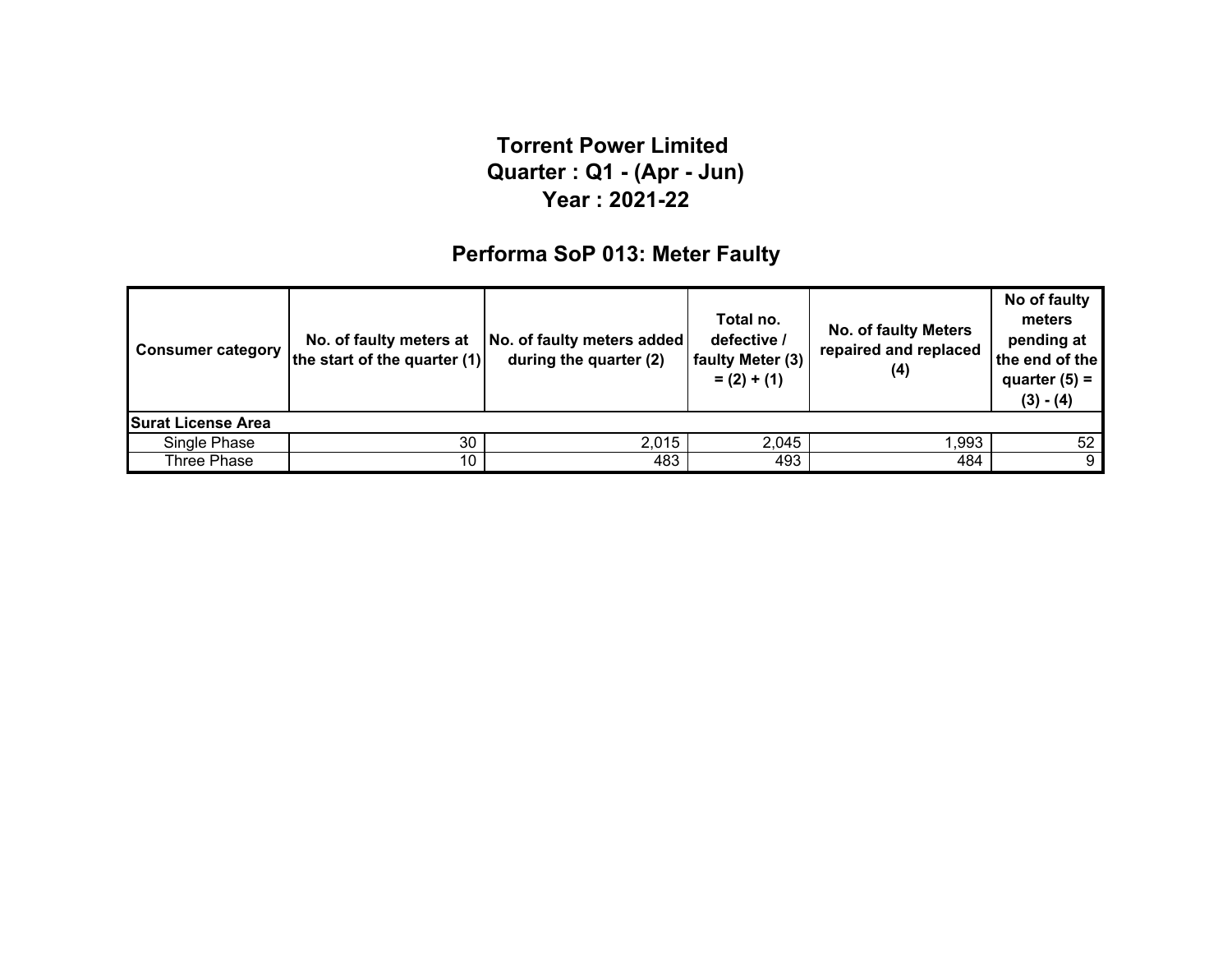# Torrent Power Limited
## Quarter : Q1 - (Apr - Jun)
## Year : 2021-22

## Performa SoP 013: Meter Faulty

| Consumer category | No. of faulty meters at the start of the quarter (1) | No. of faulty meters added during the quarter (2) | Total no. defective / faulty Meter (3) = (2) + (1) | No. of faulty Meters repaired and replaced (4) | No of faulty meters pending at the end of the quarter (5) = (3) - (4) |
|---|---|---|---|---|---|
| **Surat License Area** | | | | | |
| Single Phase | 30 | 2,015 | 2,045 | 1,993 | 52 |
| Three Phase | 10 | 483 | 493 | 484 | 9 |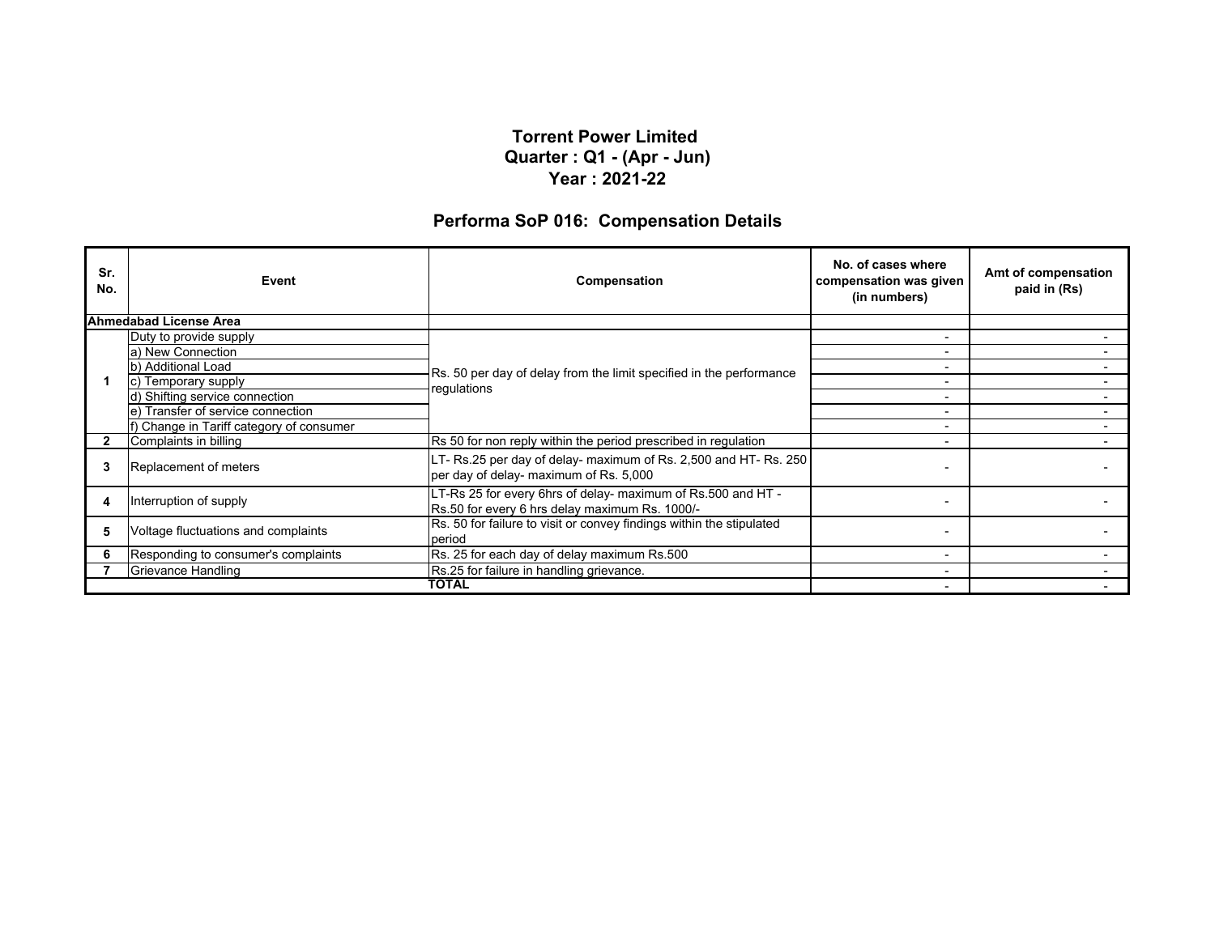# Torrent Power Limited
## Quarter : Q1 - (Apr - Jun)
## Year : 2021-22

## Performa SoP 016: Compensation Details

| Sr. No. | Event | Compensation | No. of cases where compensation was given (in numbers) | Amt of compensation paid in (Rs) |
|---|---|---|---|---|
| **Ahmedabad License Area** | | | | |
| 1 | Duty to provide supply | Rs. 50 per day of delay from the limit specified in the performance regulations | - | - |
| | a) New Connection | | - | - |
| | b) Additional Load | | - | - |
| | c) Temporary supply | | - | - |
| | d) Shifting service connection | | - | - |
| | e) Transfer of service connection | | - | - |
| | f) Change in Tariff category of consumer | | - | - |
| 2 | Complaints in billing | Rs 50 for non reply within the period prescribed in regulation | - | - |
| 3 | Replacement of meters | LT- Rs.25 per day of delay- maximum of Rs. 2,500 and HT- Rs. 250 per day of delay- maximum of Rs. 5,000 | - | - |
| 4 | Interruption of supply | LT-Rs 25 for every 6hrs of delay- maximum of Rs.500 and HT - Rs.50 for every 6 hrs delay maximum Rs. 1000/- | - | - |
| 5 | Voltage fluctuations and complaints | Rs. 50 for failure to visit or convey findings within the stipulated period | - | - |
| 6 | Responding to consumer's complaints | Rs. 25 for each day of delay maximum Rs.500 | - | - |
| 7 | Grievance Handling | Rs.25 for failure in handling grievance. | - | - |
| | | **TOTAL** | - | - |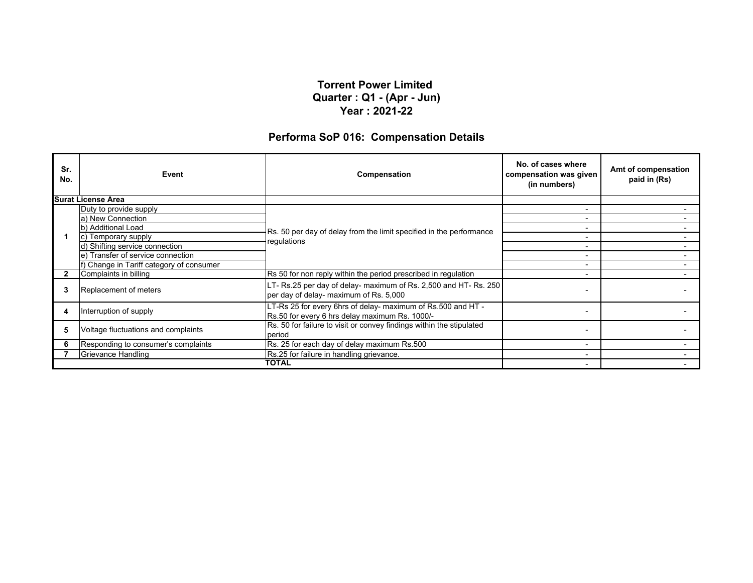## Torrent Power Limited
## Quarter : Q1 - (Apr - Jun)
## Year : 2021-22

## Performa SoP 016: Compensation Details

| Sr. No. | Event | Compensation | No. of cases where compensation was given (in numbers) | Amt of compensation paid in (Rs) |
|---|---|---|---|---|
| **Surat License Area** | | | | |
| 1 | Duty to provide supply | Rs. 50 per day of delay from the limit specified in the performance regulations | - | - |
| | a) New Connection | | - | - |
| | b) Additional Load | | - | - |
| | c) Temporary supply | | - | - |
| | d) Shifting service connection | | - | - |
| | e) Transfer of service connection | | - | - |
| | f) Change in Tariff category of consumer | | - | - |
| 2 | Complaints in billing | Rs 50 for non reply within the period prescribed in regulation | - | - |
| 3 | Replacement of meters | LT- Rs.25 per day of delay- maximum of Rs. 2,500 and HT- Rs. 250 per day of delay- maximum of Rs. 5,000 | - | - |
| 4 | Interruption of supply | LT-Rs 25 for every 6hrs of delay- maximum of Rs.500 and HT - Rs.50 for every 6 hrs delay maximum Rs. 1000/- | - | - |
| 5 | Voltage fluctuations and complaints | Rs. 50 for failure to visit or convey findings within the stipulated period | - | - |
| 6 | Responding to consumer's complaints | Rs. 25 for each day of delay maximum Rs.500 | - | - |
| 7 | Grievance Handling | Rs.25 for failure in handling grievance. | - | - |
| | | **TOTAL** | - | - |